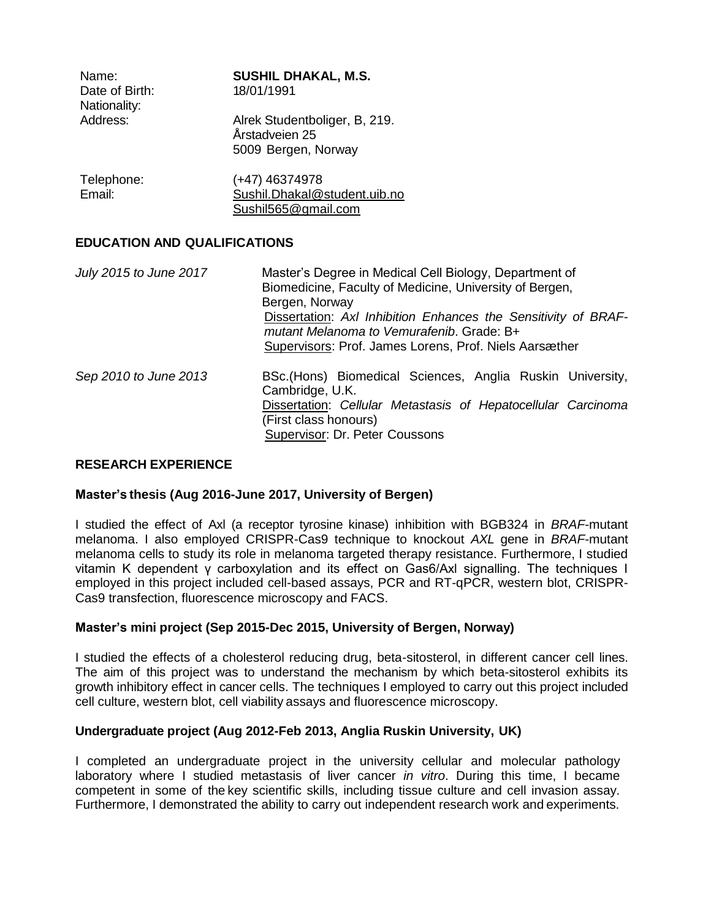| | |
|---|---|
| Name: | **SUSHIL DHAKAL, M.S.** |
| Date of Birth: | 18/01/1991 |
| Nationality: | |
| Address: | Alrek Studentboliger, B, 219.<br>Årstadveien 25<br>5009 Bergen, Norway |
| Telephone: | (+47) 46374978 |
| Email: | Sushil.Dhakal@student.uib.no<br>Sushil565@gmail.com |

## EDUCATION AND QUALIFICATIONS

*July 2015 to June 2017* — Master's Degree in Medical Cell Biology, Department of Biomedicine, Faculty of Medicine, University of Bergen, Bergen, Norway
Dissertation: *Axl Inhibition Enhances the Sensitivity of BRAF-mutant Melanoma to Vemurafenib*. Grade: B+
Supervisors: Prof. James Lorens, Prof. Niels Aarsæther

*Sep 2010 to June 2013* — BSc.(Hons) Biomedical Sciences, Anglia Ruskin University, Cambridge, U.K.
Dissertation: *Cellular Metastasis of Hepatocellular Carcinoma* (First class honours)
Supervisor: Dr. Peter Coussons

## RESEARCH EXPERIENCE

### Master's thesis (Aug 2016-June 2017, University of Bergen)

I studied the effect of Axl (a receptor tyrosine kinase) inhibition with BGB324 in *BRAF*-mutant melanoma. I also employed CRISPR-Cas9 technique to knockout *AXL* gene in *BRAF*-mutant melanoma cells to study its role in melanoma targeted therapy resistance. Furthermore, I studied vitamin K dependent γ carboxylation and its effect on Gas6/Axl signalling. The techniques I employed in this project included cell-based assays, PCR and RT-qPCR, western blot, CRISPR-Cas9 transfection, fluorescence microscopy and FACS.

### Master's mini project (Sep 2015-Dec 2015, University of Bergen, Norway)

I studied the effects of a cholesterol reducing drug, beta-sitosterol, in different cancer cell lines. The aim of this project was to understand the mechanism by which beta-sitosterol exhibits its growth inhibitory effect in cancer cells. The techniques I employed to carry out this project included cell culture, western blot, cell viability assays and fluorescence microscopy.

### Undergraduate project (Aug 2012-Feb 2013, Anglia Ruskin University, UK)

I completed an undergraduate project in the university cellular and molecular pathology laboratory where I studied metastasis of liver cancer *in vitro*. During this time, I became competent in some of the key scientific skills, including tissue culture and cell invasion assay. Furthermore, I demonstrated the ability to carry out independent research work and experiments.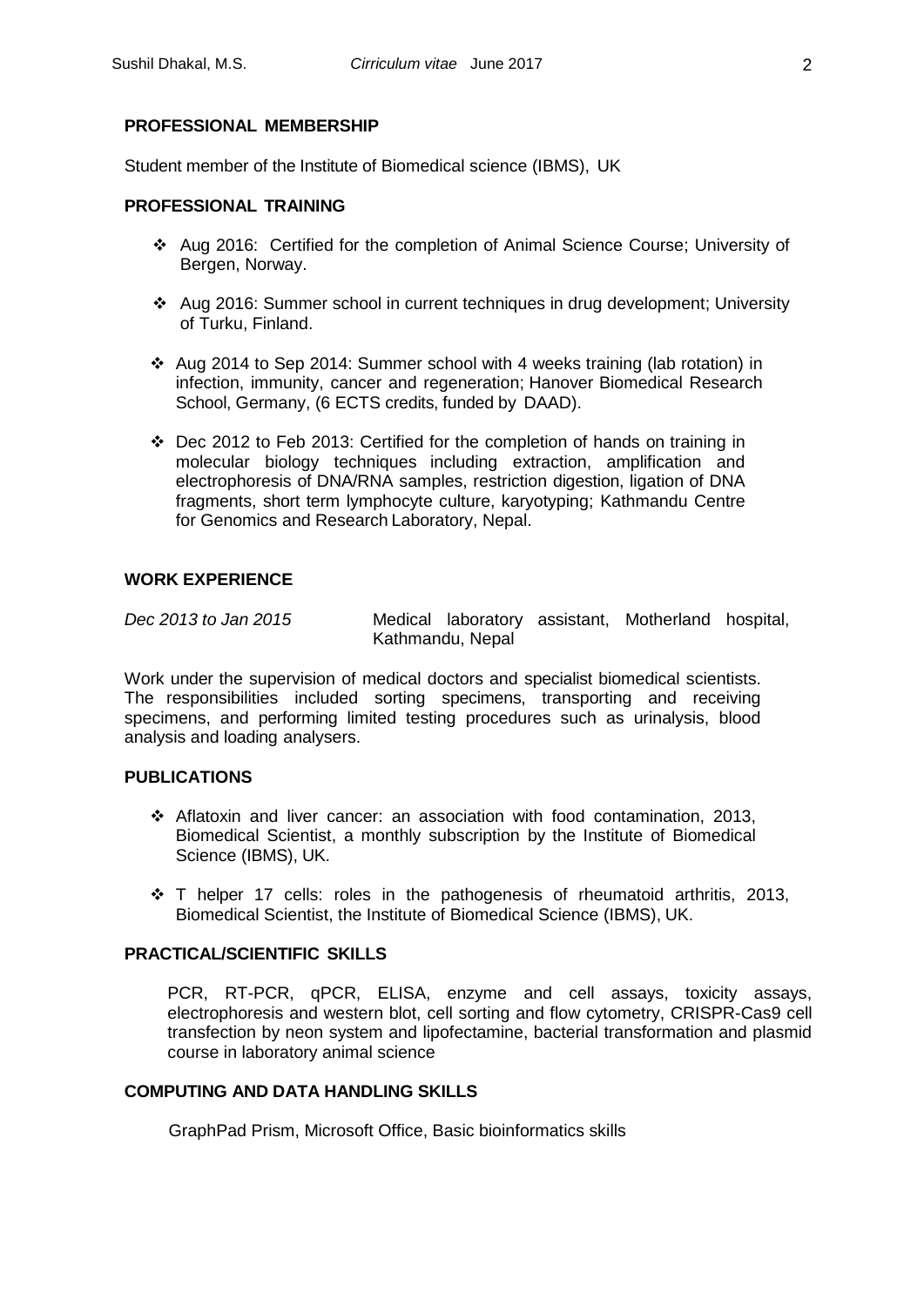## PROFESSIONAL MEMBERSHIP

Student member of the Institute of Biomedical science (IBMS), UK

## PROFESSIONAL TRAINING

- Aug 2016: Certified for the completion of Animal Science Course; University of Bergen, Norway.
- Aug 2016: Summer school in current techniques in drug development; University of Turku, Finland.
- Aug 2014 to Sep 2014: Summer school with 4 weeks training (lab rotation) in infection, immunity, cancer and regeneration; Hanover Biomedical Research School, Germany, (6 ECTS credits, funded by DAAD).
- Dec 2012 to Feb 2013: Certified for the completion of hands on training in molecular biology techniques including extraction, amplification and electrophoresis of DNA/RNA samples, restriction digestion, ligation of DNA fragments, short term lymphocyte culture, karyotyping; Kathmandu Centre for Genomics and Research Laboratory, Nepal.

## WORK EXPERIENCE

*Dec 2013 to Jan 2015* Medical laboratory assistant, Motherland hospital, Kathmandu, Nepal

Work under the supervision of medical doctors and specialist biomedical scientists. The responsibilities included sorting specimens, transporting and receiving specimens, and performing limited testing procedures such as urinalysis, blood analysis and loading analysers.

## PUBLICATIONS

- Aflatoxin and liver cancer: an association with food contamination, 2013, Biomedical Scientist, a monthly subscription by the Institute of Biomedical Science (IBMS), UK.
- T helper 17 cells: roles in the pathogenesis of rheumatoid arthritis, 2013, Biomedical Scientist, the Institute of Biomedical Science (IBMS), UK.

## PRACTICAL/SCIENTIFIC SKILLS

PCR, RT-PCR, qPCR, ELISA, enzyme and cell assays, toxicity assays, electrophoresis and western blot, cell sorting and flow cytometry, CRISPR-Cas9 cell transfection by neon system and lipofectamine, bacterial transformation and plasmid course in laboratory animal science

## COMPUTING AND DATA HANDLING SKILLS

GraphPad Prism, Microsoft Office, Basic bioinformatics skills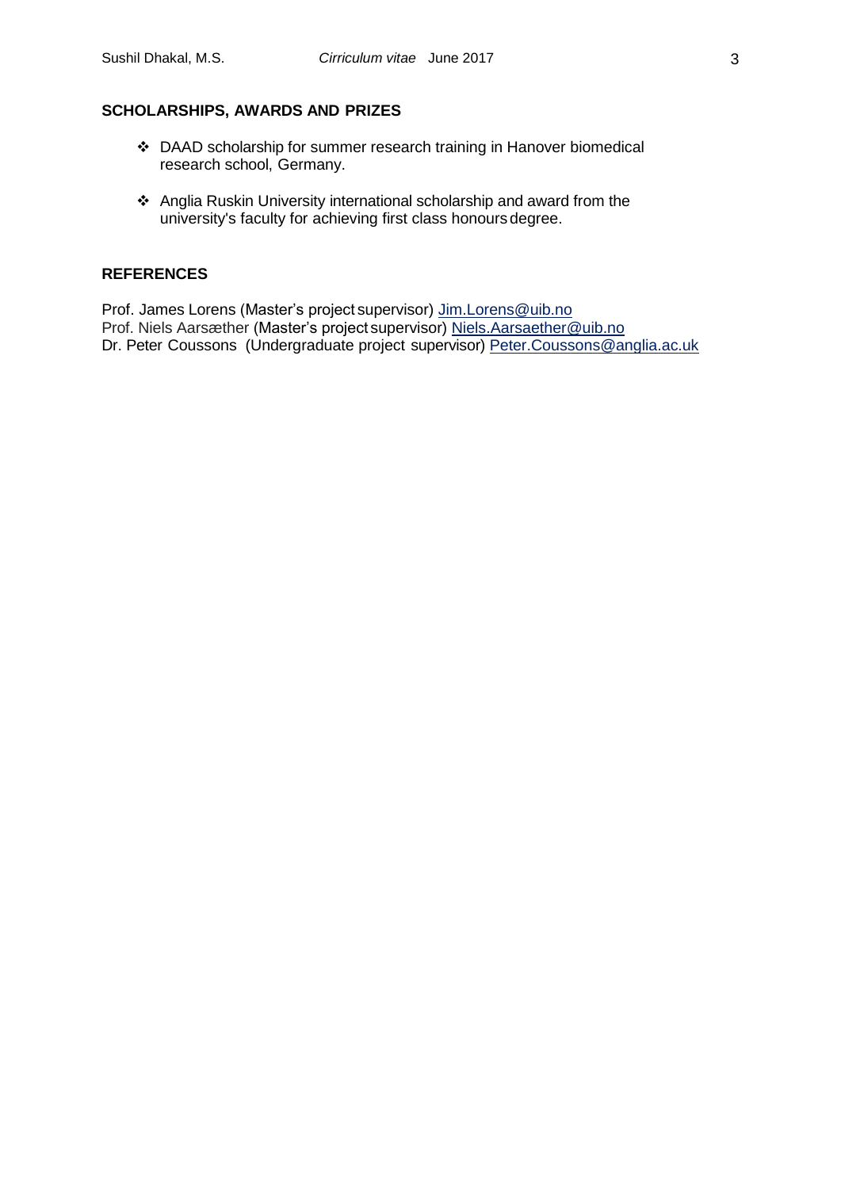## SCHOLARSHIPS, AWARDS AND PRIZES

- DAAD scholarship for summer research training in Hanover biomedical research school, Germany.
- Anglia Ruskin University international scholarship and award from the university's faculty for achieving first class honours degree.

## REFERENCES

Prof. James Lorens (Master's project supervisor) Jim.Lorens@uib.no
Prof. Niels Aarsæther (Master's project supervisor) Niels.Aarsaether@uib.no
Dr. Peter Coussons (Undergraduate project supervisor) Peter.Coussons@anglia.ac.uk